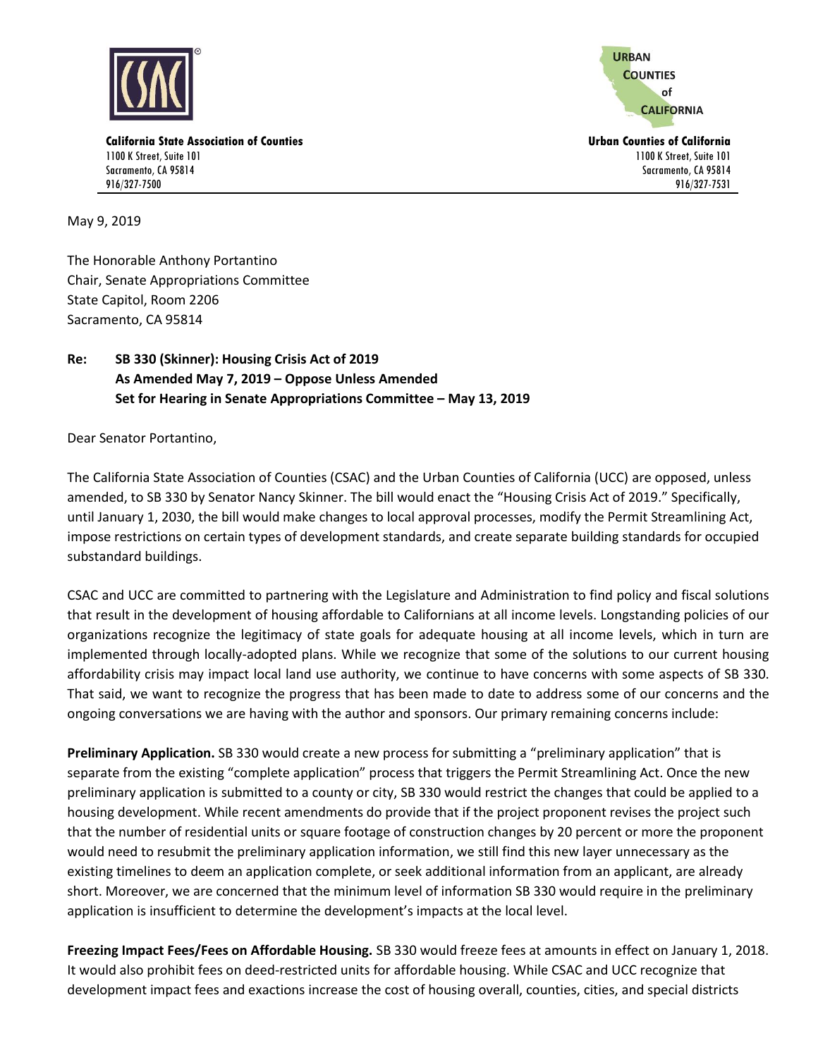**California State Association of Counties**
1100 K Street, Suite 101
Sacramento, CA 95814
916/327-7500

**Urban Counties of California**
1100 K Street, Suite 101
Sacramento, CA 95814
916/327-7531

May 9, 2019

The Honorable Anthony Portantino
Chair, Senate Appropriations Committee
State Capitol, Room 2206
Sacramento, CA 95814

**Re: SB 330 (Skinner): Housing Crisis Act of 2019**
**As Amended May 7, 2019 – Oppose Unless Amended**
**Set for Hearing in Senate Appropriations Committee – May 13, 2019**

Dear Senator Portantino,

The California State Association of Counties (CSAC) and the Urban Counties of California (UCC) are opposed, unless amended, to SB 330 by Senator Nancy Skinner. The bill would enact the "Housing Crisis Act of 2019." Specifically, until January 1, 2030, the bill would make changes to local approval processes, modify the Permit Streamlining Act, impose restrictions on certain types of development standards, and create separate building standards for occupied substandard buildings.

CSAC and UCC are committed to partnering with the Legislature and Administration to find policy and fiscal solutions that result in the development of housing affordable to Californians at all income levels. Longstanding policies of our organizations recognize the legitimacy of state goals for adequate housing at all income levels, which in turn are implemented through locally-adopted plans. While we recognize that some of the solutions to our current housing affordability crisis may impact local land use authority, we continue to have concerns with some aspects of SB 330. That said, we want to recognize the progress that has been made to date to address some of our concerns and the ongoing conversations we are having with the author and sponsors. Our primary remaining concerns include:

**Preliminary Application.** SB 330 would create a new process for submitting a "preliminary application" that is separate from the existing "complete application" process that triggers the Permit Streamlining Act. Once the new preliminary application is submitted to a county or city, SB 330 would restrict the changes that could be applied to a housing development. While recent amendments do provide that if the project proponent revises the project such that the number of residential units or square footage of construction changes by 20 percent or more the proponent would need to resubmit the preliminary application information, we still find this new layer unnecessary as the existing timelines to deem an application complete, or seek additional information from an applicant, are already short. Moreover, we are concerned that the minimum level of information SB 330 would require in the preliminary application is insufficient to determine the development's impacts at the local level.

**Freezing Impact Fees/Fees on Affordable Housing.** SB 330 would freeze fees at amounts in effect on January 1, 2018. It would also prohibit fees on deed-restricted units for affordable housing. While CSAC and UCC recognize that development impact fees and exactions increase the cost of housing overall, counties, cities, and special districts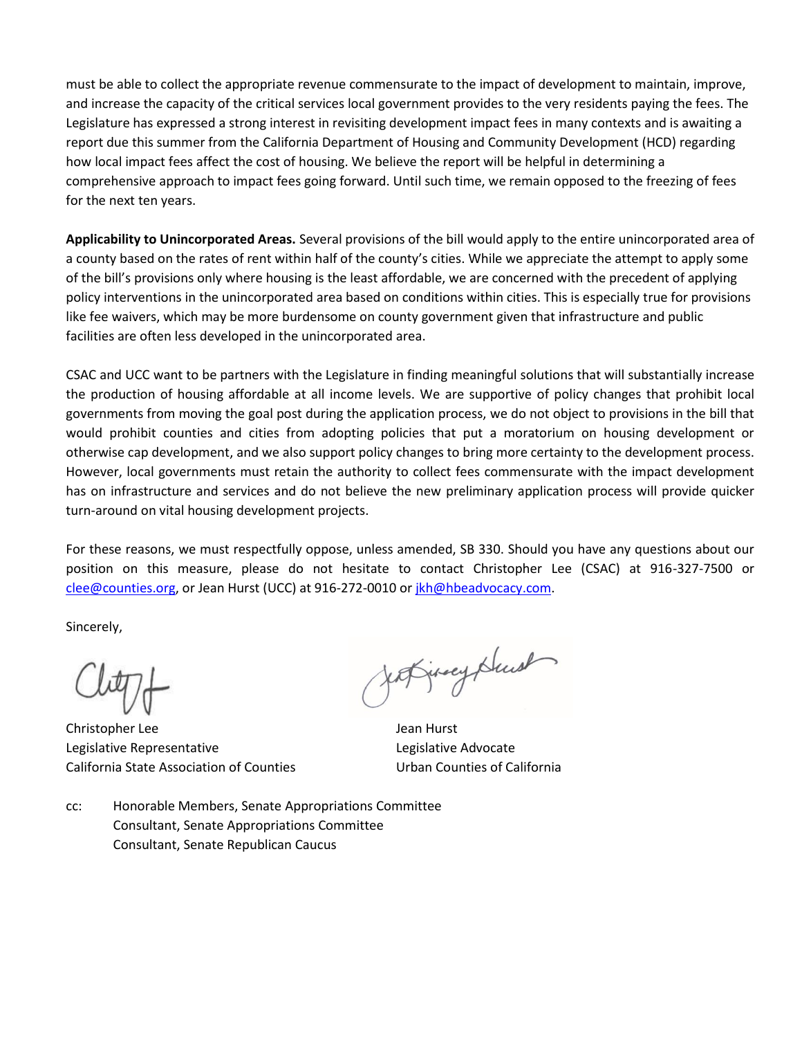must be able to collect the appropriate revenue commensurate to the impact of development to maintain, improve, and increase the capacity of the critical services local government provides to the very residents paying the fees. The Legislature has expressed a strong interest in revisiting development impact fees in many contexts and is awaiting a report due this summer from the California Department of Housing and Community Development (HCD) regarding how local impact fees affect the cost of housing. We believe the report will be helpful in determining a comprehensive approach to impact fees going forward. Until such time, we remain opposed to the freezing of fees for the next ten years.

**Applicability to Unincorporated Areas.** Several provisions of the bill would apply to the entire unincorporated area of a county based on the rates of rent within half of the county's cities. While we appreciate the attempt to apply some of the bill's provisions only where housing is the least affordable, we are concerned with the precedent of applying policy interventions in the unincorporated area based on conditions within cities. This is especially true for provisions like fee waivers, which may be more burdensome on county government given that infrastructure and public facilities are often less developed in the unincorporated area.

CSAC and UCC want to be partners with the Legislature in finding meaningful solutions that will substantially increase the production of housing affordable at all income levels. We are supportive of policy changes that prohibit local governments from moving the goal post during the application process, we do not object to provisions in the bill that would prohibit counties and cities from adopting policies that put a moratorium on housing development or otherwise cap development, and we also support policy changes to bring more certainty to the development process. However, local governments must retain the authority to collect fees commensurate with the impact development has on infrastructure and services and do not believe the new preliminary application process will provide quicker turn-around on vital housing development projects.

For these reasons, we must respectfully oppose, unless amended, SB 330. Should you have any questions about our position on this measure, please do not hesitate to contact Christopher Lee (CSAC) at 916-327-7500 or clee@counties.org, or Jean Hurst (UCC) at 916-272-0010 or jkh@hbeadvocacy.com.

Sincerely,

Christopher Lee
Legislative Representative
California State Association of Counties

Jean Hurst
Legislative Advocate
Urban Counties of California

cc: Honorable Members, Senate Appropriations Committee
Consultant, Senate Appropriations Committee
Consultant, Senate Republican Caucus